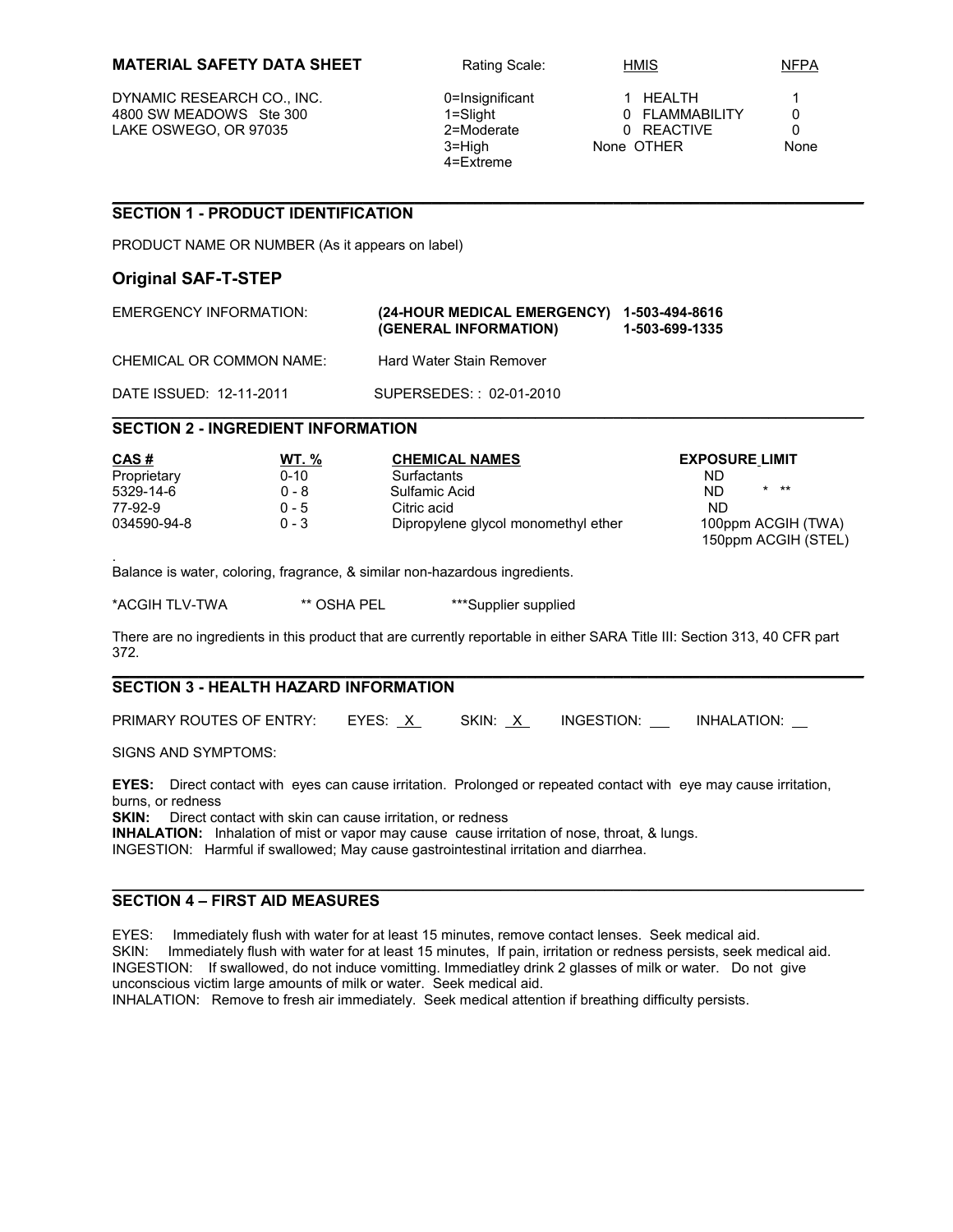**MATERIAL SAFETY DATA SHEET**

DYNAMIC RESEARCH CO., INC.
4800 SW MEADOWS Ste 300
LAKE OSWEGO, OR 97035

| Rating Scale: | HMIS | | NFPA |
|---|---|---|---|
| 0=Insignificant | 1 | HEALTH | 1 |
| 1=Slight | 0 | FLAMMABILITY | 0 |
| 2=Moderate | 0 | REACTIVE | 0 |
| 3=High | None | OTHER | None |
| 4=Extreme | | | |

## SECTION 1 - PRODUCT IDENTIFICATION

PRODUCT NAME OR NUMBER (As it appears on label)

### Original SAF-T-STEP

| EMERGENCY INFORMATION: | **(24-HOUR MEDICAL EMERGENCY)** | **1-503-494-8616** |
|---|---|---|
| | **(GENERAL INFORMATION)** | **1-503-699-1335** |

CHEMICAL OR COMMON NAME: Hard Water Stain Remover

DATE ISSUED: 12-11-2011 SUPERSEDES: : 02-01-2010

## SECTION 2 - INGREDIENT INFORMATION

| CAS # | WT. % | CHEMICAL NAMES | EXPOSURE LIMIT |
|---|---|---|---|
| Proprietary | 0-10 | Surfactants | ND |
| 5329-14-6 | 0 - 8 | Sulfamic Acid | ND * ** |
| 77-92-9 | 0 - 5 | Citric acid | ND |
| 034590-94-8 | 0 - 3 | Dipropylene glycol monomethyl ether | 100ppm ACGIH (TWA) 150ppm ACGIH (STEL) |

.
Balance is water, coloring, fragrance, & similar non-hazardous ingredients.

*ACGIH TLV-TWA ** OSHA PEL ***Supplier supplied

There are no ingredients in this product that are currently reportable in either SARA Title III: Section 313, 40 CFR part 372.

## SECTION 3 - HEALTH HAZARD INFORMATION

PRIMARY ROUTES OF ENTRY: EYES: X SKIN: X INGESTION: __ INHALATION: __

SIGNS AND SYMPTOMS:

**EYES:** Direct contact with eyes can cause irritation. Prolonged or repeated contact with eye may cause irritation, burns, or redness
**SKIN:** Direct contact with skin can cause irritation, or redness
**INHALATION:** Inhalation of mist or vapor may cause cause irritation of nose, throat, & lungs.
INGESTION: Harmful if swallowed; May cause gastrointestinal irritation and diarrhea.

## SECTION 4 – FIRST AID MEASURES

EYES: Immediately flush with water for at least 15 minutes, remove contact lenses. Seek medical aid.
SKIN: Immediately flush with water for at least 15 minutes, If pain, irritation or redness persists, seek medical aid.
INGESTION: If swallowed, do not induce vomitting. Immediatley drink 2 glasses of milk or water. Do not give unconscious victim large amounts of milk or water. Seek medical aid.
INHALATION: Remove to fresh air immediately. Seek medical attention if breathing difficulty persists.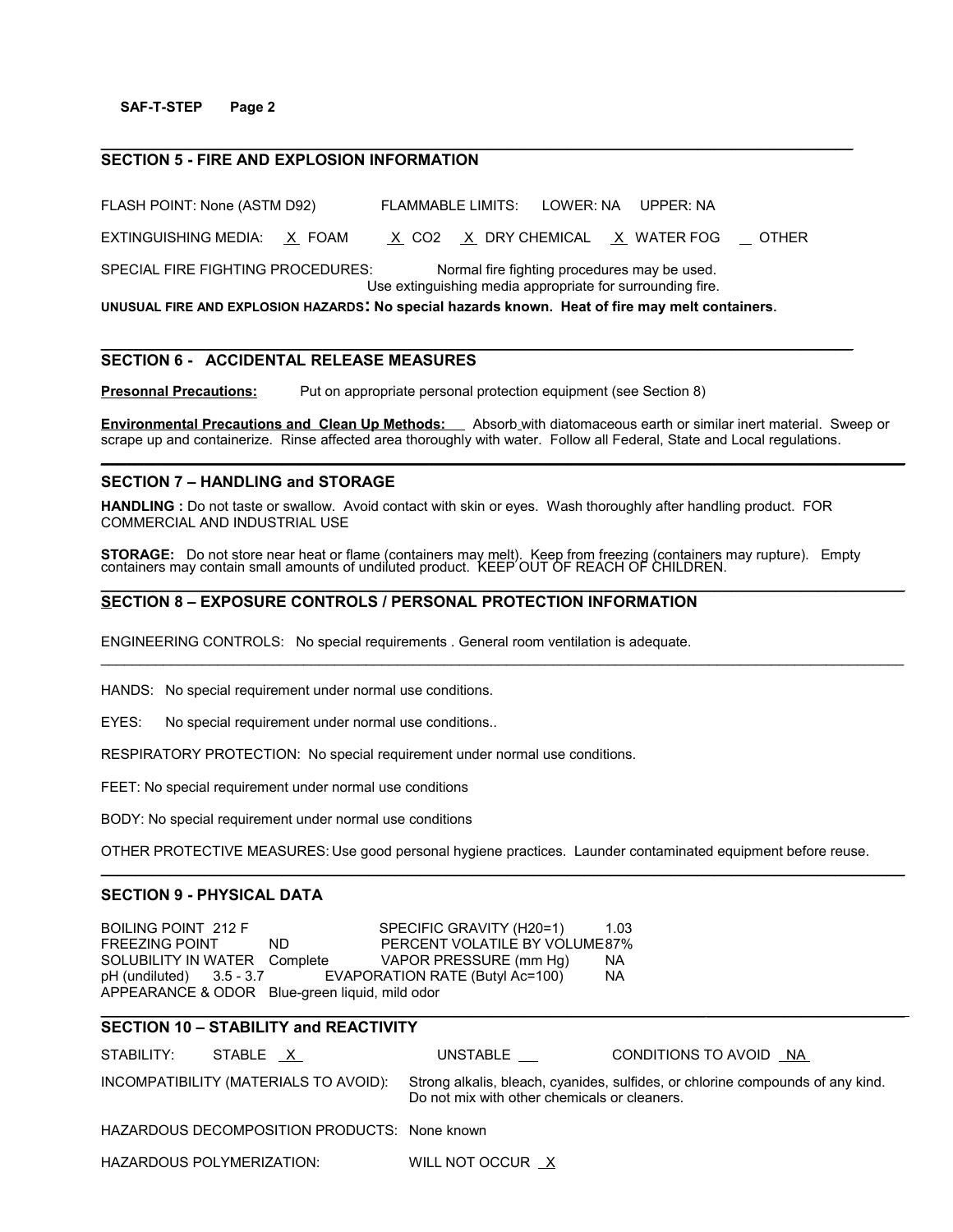## SECTION 5 - FIRE AND EXPLOSION INFORMATION

FLASH POINT: None (ASTM D92) FLAMMABLE LIMITS: LOWER: NA UPPER: NA

EXTINGUISHING MEDIA: X FOAM X $CO_2$ X DRY CHEMICAL X WATER FOG __ OTHER

SPECIAL FIRE FIGHTING PROCEDURES: Normal fire fighting procedures may be used. Use extinguishing media appropriate for surrounding fire.

**UNUSUAL FIRE AND EXPLOSION HAZARDS: No special hazards known. Heat of fire may melt containers.**

## SECTION 6 - ACCIDENTAL RELEASE MEASURES

**Presonnal Precautions:** Put on appropriate personal protection equipment (see Section 8)

**Environmental Precautions and Clean Up Methods:** Absorb with diatomaceous earth or similar inert material. Sweep or scrape up and containerize. Rinse affected area thoroughly with water. Follow all Federal, State and Local regulations.

## SECTION 7 – HANDLING and STORAGE

**HANDLING :** Do not taste or swallow. Avoid contact with skin or eyes. Wash thoroughly after handling product. FOR COMMERCIAL AND INDUSTRIAL USE

**STORAGE:** Do not store near heat or flame (containers may melt). Keep from freezing (containers may rupture). Empty containers may contain small amounts of undiluted product. KEEP OUT OF REACH OF CHILDREN.

## SECTION 8 – EXPOSURE CONTROLS / PERSONAL PROTECTION INFORMATION

ENGINEERING CONTROLS: No special requirements . General room ventilation is adequate.

HANDS: No special requirement under normal use conditions.

EYES: No special requirement under normal use conditions..

RESPIRATORY PROTECTION: No special requirement under normal use conditions.

FEET: No special requirement under normal use conditions

BODY: No special requirement under normal use conditions

OTHER PROTECTIVE MEASURES: Use good personal hygiene practices. Launder contaminated equipment before reuse.

## SECTION 9 - PHYSICAL DATA

BOILING POINT 212 F
FREEZING POINT ND
SOLUBILITY IN WATER Complete
pH (undiluted) 3.5 - 3.7
SPECIFIC GRAVITY ($H_2O$=1) 1.03
PERCENT VOLATILE BY VOLUME 87%
VAPOR PRESSURE (mm Hg) NA
EVAPORATION RATE (Butyl Ac=100) NA
APPEARANCE & ODOR Blue-green liquid, mild odor

## SECTION 10 – STABILITY and REACTIVITY

STABILITY: STABLE X UNSTABLE __ CONDITIONS TO AVOID NA

INCOMPATIBILITY (MATERIALS TO AVOID): Strong alkalis, bleach, cyanides, sulfides, or chlorine compounds of any kind. Do not mix with other chemicals or cleaners.

HAZARDOUS DECOMPOSITION PRODUCTS: None known

HAZARDOUS POLYMERIZATION: WILL NOT OCCUR X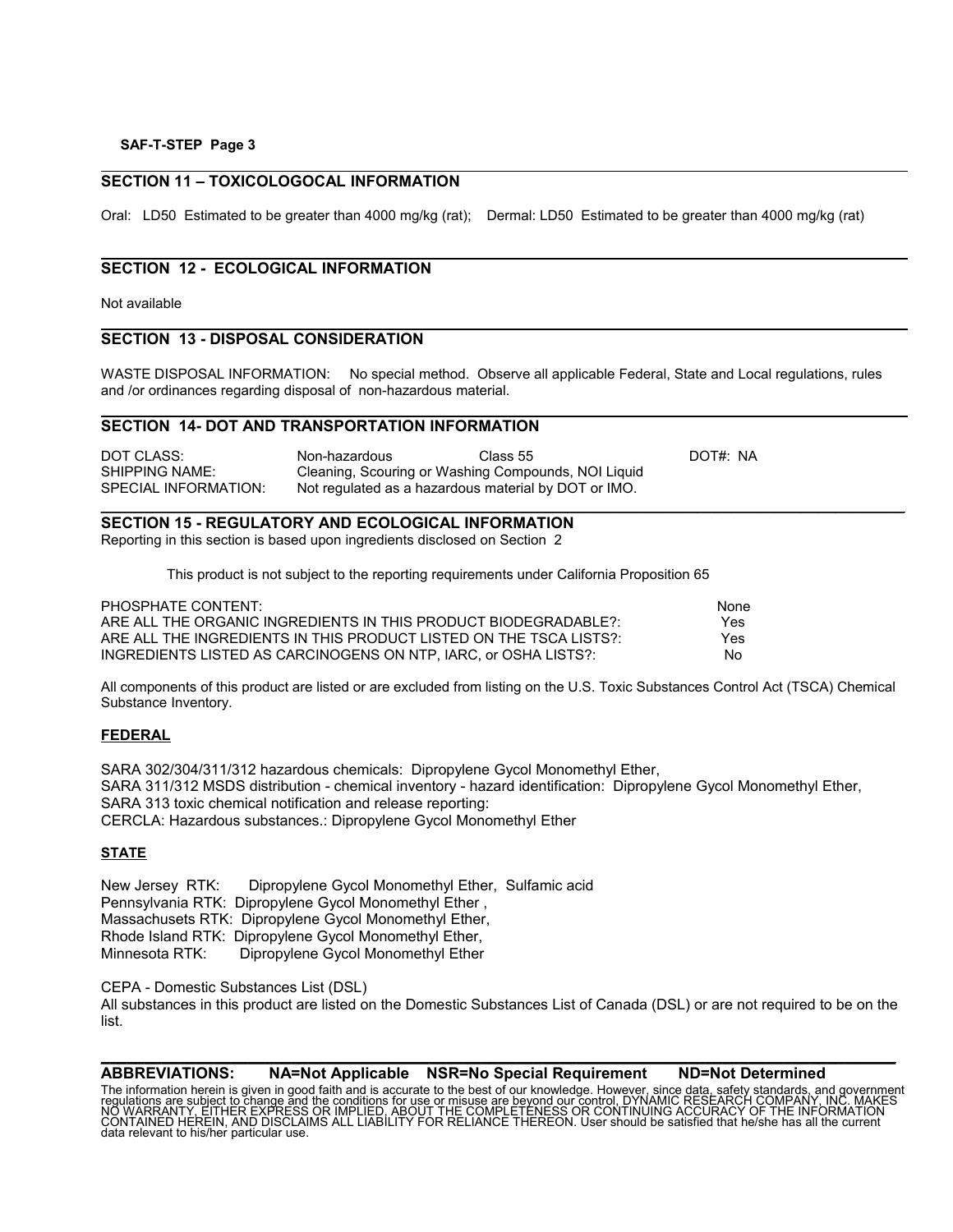## SECTION 11 – TOXICOLOGOCAL INFORMATION

Oral: LD50 Estimated to be greater than 4000 mg/kg (rat); Dermal: LD50 Estimated to be greater than 4000 mg/kg (rat)

## SECTION 12 - ECOLOGICAL INFORMATION

Not available

## SECTION 13 - DISPOSAL CONSIDERATION

WASTE DISPOSAL INFORMATION: No special method. Observe all applicable Federal, State and Local regulations, rules and /or ordinances regarding disposal of non-hazardous material.

## SECTION 14- DOT AND TRANSPORTATION INFORMATION

| | | | |
|---|---|---|---|
| DOT CLASS: | Non-hazardous | Class 55 | DOT#: NA |
| SHIPPING NAME: | Cleaning, Scouring or Washing Compounds, NOI Liquid | | |
| SPECIAL INFORMATION: | Not regulated as a hazardous material by DOT or IMO. | | |

## SECTION 15 - REGULATORY AND ECOLOGICAL INFORMATION

Reporting in this section is based upon ingredients disclosed on Section 2

This product is not subject to the reporting requirements under California Proposition 65

| | |
|---|---|
| PHOSPHATE CONTENT: | None |
| ARE ALL THE ORGANIC INGREDIENTS IN THIS PRODUCT BIODEGRADABLE?: | Yes |
| ARE ALL THE INGREDIENTS IN THIS PRODUCT LISTED ON THE TSCA LISTS?: | Yes |
| INGREDIENTS LISTED AS CARCINOGENS ON NTP, IARC, or OSHA LISTS?: | No |

All components of this product are listed or are excluded from listing on the U.S. Toxic Substances Control Act (TSCA) Chemical Substance Inventory.

### FEDERAL

SARA 302/304/311/312 hazardous chemicals: Dipropylene Gycol Monomethyl Ether,
SARA 311/312 MSDS distribution - chemical inventory - hazard identification: Dipropylene Gycol Monomethyl Ether,
SARA 313 toxic chemical notification and release reporting:
CERCLA: Hazardous substances.: Dipropylene Gycol Monomethyl Ether

### STATE

New Jersey RTK: Dipropylene Gycol Monomethyl Ether, Sulfamic acid
Pennsylvania RTK: Dipropylene Gycol Monomethyl Ether ,
Massachusets RTK: Dipropylene Gycol Monomethyl Ether,
Rhode Island RTK: Dipropylene Gycol Monomethyl Ether,
Minnesota RTK: Dipropylene Gycol Monomethyl Ether

CEPA - Domestic Substances List (DSL)
All substances in this product are listed on the Domestic Substances List of Canada (DSL) or are not required to be on the list.

**ABBREVIATIONS: NA=Not Applicable NSR=No Special Requirement ND=Not Determined**

The information herein is given in good faith and is accurate to the best of our knowledge. However, since data, safety standards, and government regulations are subject to change and the conditions for use or misuse are beyond our control, DYNAMIC RESEARCH COMPANY, INC. MAKES NO WARRANTY, EITHER EXPRESS OR IMPLIED, ABOUT THE COMPLETENESS OR CONTINUING ACCURACY OF THE INFORMATION CONTAINED HEREIN, AND DISCLAIMS ALL LIABILITY FOR RELIANCE THEREON. User should be satisfied that he/she has all the current data relevant to his/her particular use.